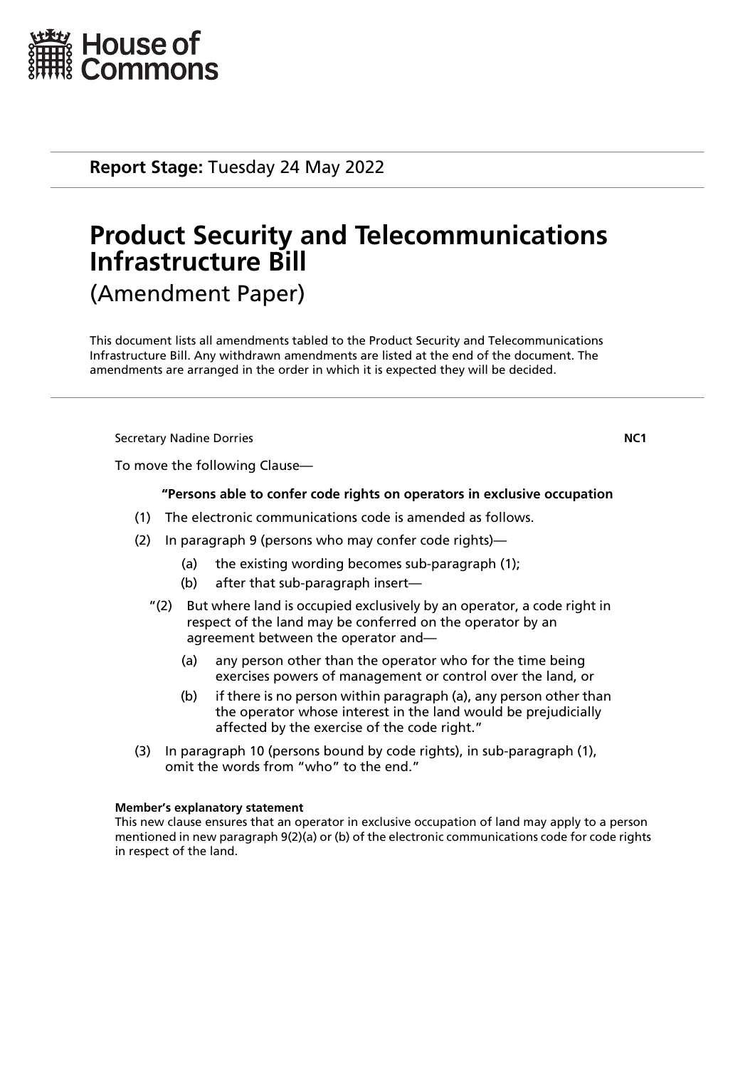# House of Commons

**Report Stage:** Tuesday 24 May 2022

# Product Security and Telecommunications Infrastructure Bill

(Amendment Paper)

This document lists all amendments tabled to the Product Security and Telecommunications Infrastructure Bill. Any withdrawn amendments are listed at the end of the document. The amendments are arranged in the order in which it is expected they will be decided.

---

Secretary Nadine Dorries **NC1**

To move the following Clause—

**"Persons able to confer code rights on operators in exclusive occupation**

(1) The electronic communications code is amended as follows.

(2) In paragraph 9 (persons who may confer code rights)—

(a) the existing wording becomes sub-paragraph (1);

(b) after that sub-paragraph insert—

"(2) But where land is occupied exclusively by an operator, a code right in respect of the land may be conferred on the operator by an agreement between the operator and—

(a) any person other than the operator who for the time being exercises powers of management or control over the land, or

(b) if there is no person within paragraph (a), any person other than the operator whose interest in the land would be prejudicially affected by the exercise of the code right."

(3) In paragraph 10 (persons bound by code rights), in sub-paragraph (1), omit the words from "who" to the end."

**Member's explanatory statement**

This new clause ensures that an operator in exclusive occupation of land may apply to a person mentioned in new paragraph 9(2)(a) or (b) of the electronic communications code for code rights in respect of the land.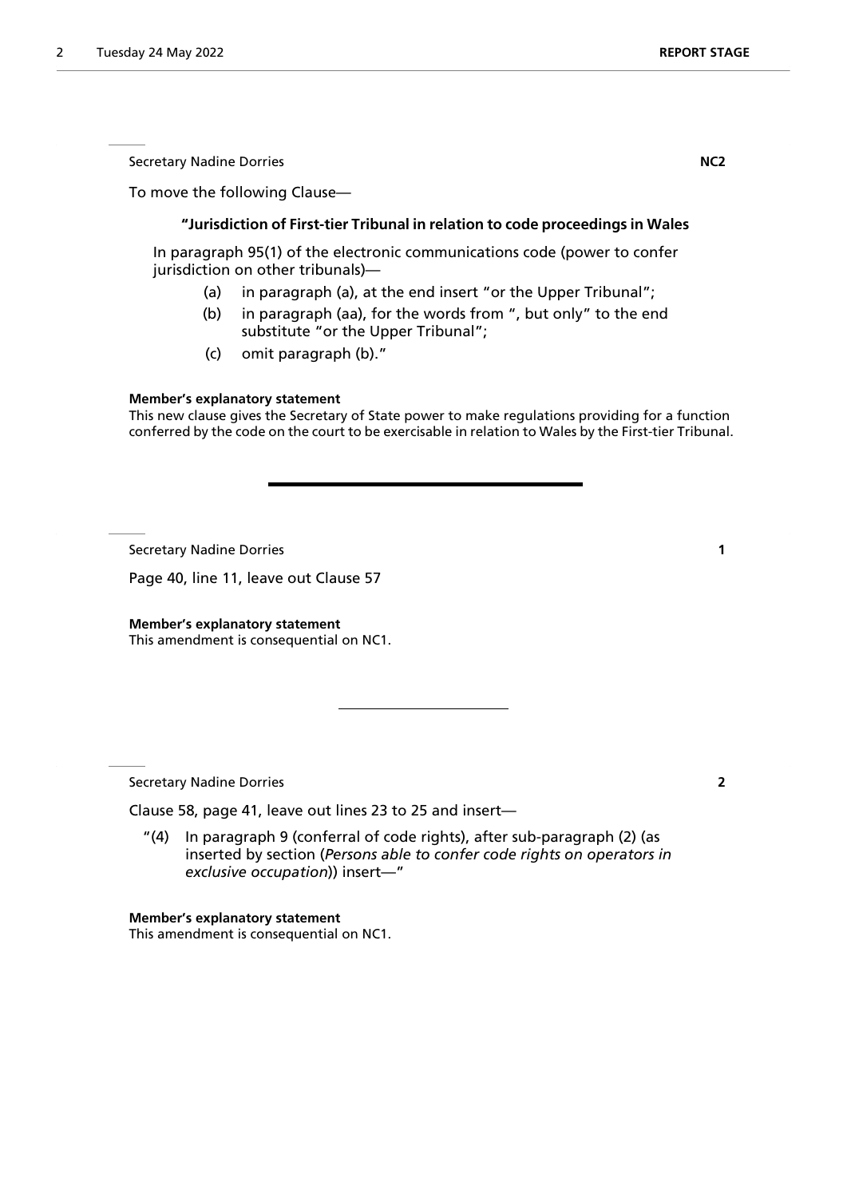Secretary Nadine Dorries **NC2**

To move the following Clause—

**"Jurisdiction of First-tier Tribunal in relation to code proceedings in Wales**

In paragraph 95(1) of the electronic communications code (power to confer jurisdiction on other tribunals)—

(a) in paragraph (a), at the end insert "or the Upper Tribunal";

(b) in paragraph (aa), for the words from ", but only" to the end substitute "or the Upper Tribunal";

(c) omit paragraph (b)."

**Member's explanatory statement**

This new clause gives the Secretary of State power to make regulations providing for a function conferred by the code on the court to be exercisable in relation to Wales by the First-tier Tribunal.

---

Secretary Nadine Dorries **1**

Page 40, line 11, leave out Clause 57

**Member's explanatory statement**

This amendment is consequential on NC1.

---

Secretary Nadine Dorries **2**

Clause 58, page 41, leave out lines 23 to 25 and insert—

"(4) In paragraph 9 (conferral of code rights), after sub-paragraph (2) (as inserted by section (*Persons able to confer code rights on operators in exclusive occupation*)) insert—"

**Member's explanatory statement**

This amendment is consequential on NC1.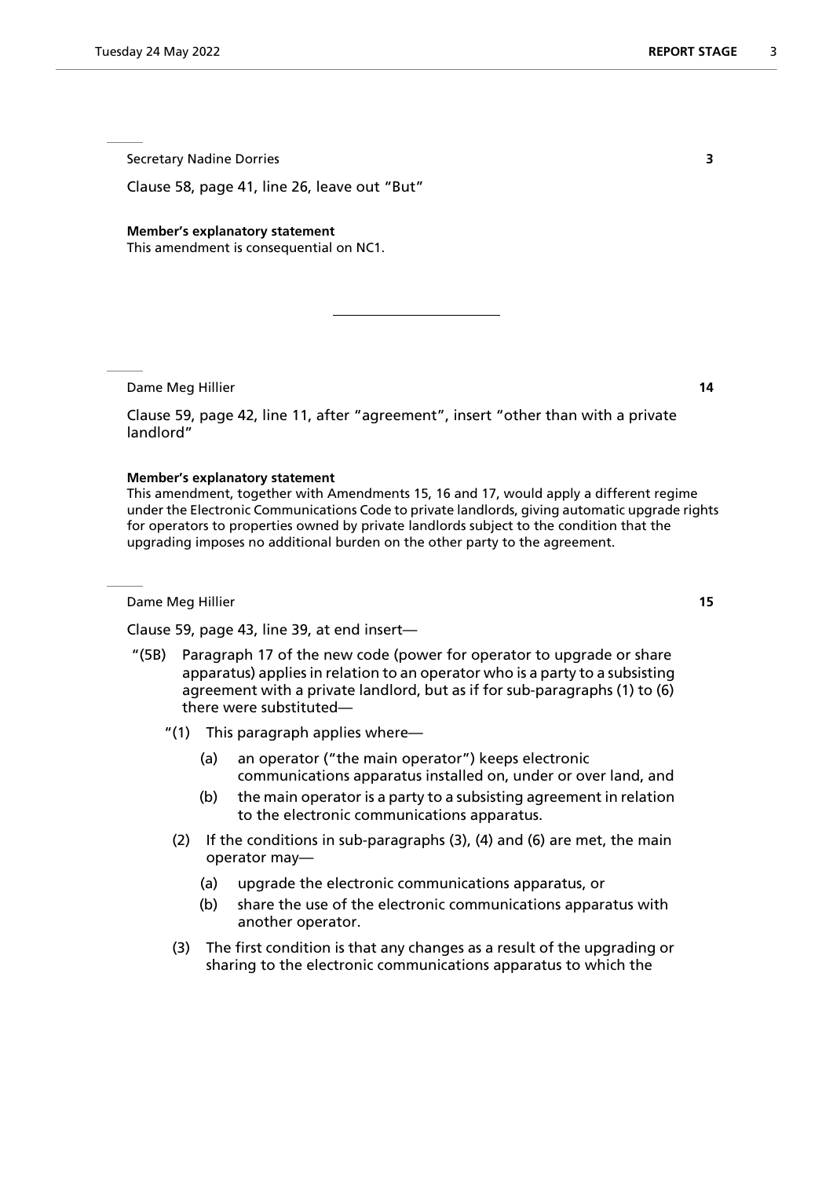Secretary Nadine Dorries **3**

Clause 58, page 41, line 26, leave out "But"

**Member's explanatory statement**
This amendment is consequential on NC1.

---

Dame Meg Hillier **14**

Clause 59, page 42, line 11, after "agreement", insert "other than with a private landlord"

**Member's explanatory statement**
This amendment, together with Amendments 15, 16 and 17, would apply a different regime under the Electronic Communications Code to private landlords, giving automatic upgrade rights for operators to properties owned by private landlords subject to the condition that the upgrading imposes no additional burden on the other party to the agreement.

Dame Meg Hillier **15**

Clause 59, page 43, line 39, at end insert—

"(5B) Paragraph 17 of the new code (power for operator to upgrade or share apparatus) applies in relation to an operator who is a party to a subsisting agreement with a private landlord, but as if for sub-paragraphs (1) to (6) there were substituted—

"(1) This paragraph applies where—

(a) an operator ("the main operator") keeps electronic communications apparatus installed on, under or over land, and

(b) the main operator is a party to a subsisting agreement in relation to the electronic communications apparatus.

(2) If the conditions in sub-paragraphs (3), (4) and (6) are met, the main operator may—

(a) upgrade the electronic communications apparatus, or

(b) share the use of the electronic communications apparatus with another operator.

(3) The first condition is that any changes as a result of the upgrading or sharing to the electronic communications apparatus to which the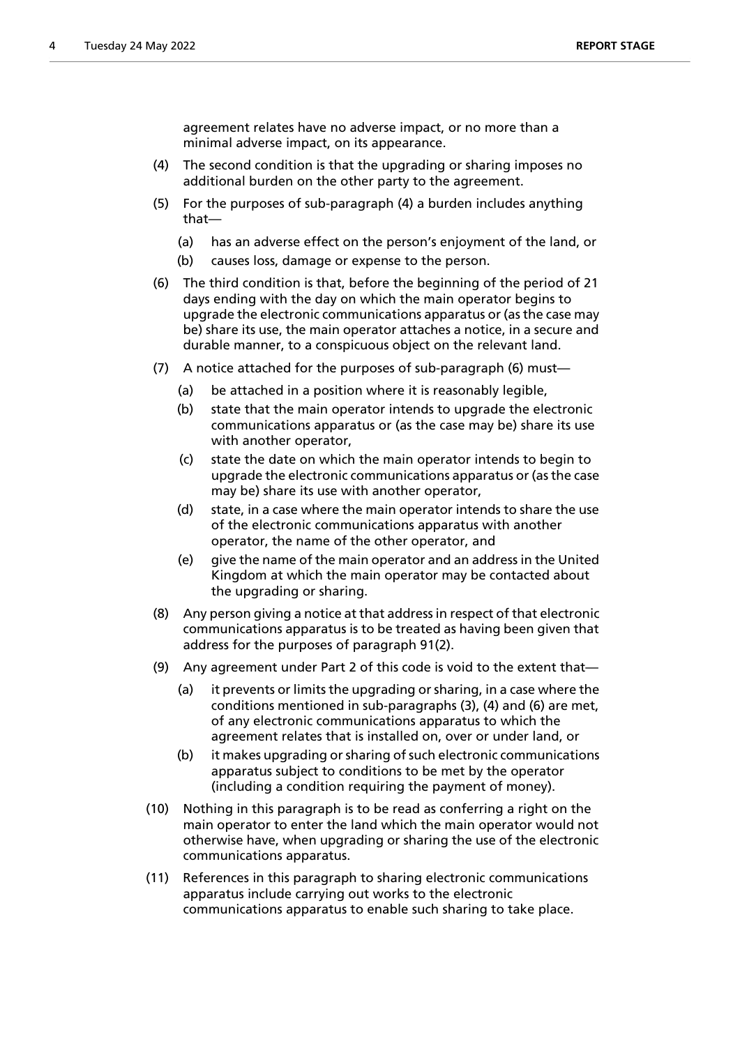agreement relates have no adverse impact, or no more than a minimal adverse impact, on its appearance.

(4) The second condition is that the upgrading or sharing imposes no additional burden on the other party to the agreement.

(5) For the purposes of sub-paragraph (4) a burden includes anything that—

(a) has an adverse effect on the person's enjoyment of the land, or

(b) causes loss, damage or expense to the person.

(6) The third condition is that, before the beginning of the period of 21 days ending with the day on which the main operator begins to upgrade the electronic communications apparatus or (as the case may be) share its use, the main operator attaches a notice, in a secure and durable manner, to a conspicuous object on the relevant land.

(7) A notice attached for the purposes of sub-paragraph (6) must—

(a) be attached in a position where it is reasonably legible,

(b) state that the main operator intends to upgrade the electronic communications apparatus or (as the case may be) share its use with another operator,

(c) state the date on which the main operator intends to begin to upgrade the electronic communications apparatus or (as the case may be) share its use with another operator,

(d) state, in a case where the main operator intends to share the use of the electronic communications apparatus with another operator, the name of the other operator, and

(e) give the name of the main operator and an address in the United Kingdom at which the main operator may be contacted about the upgrading or sharing.

(8) Any person giving a notice at that address in respect of that electronic communications apparatus is to be treated as having been given that address for the purposes of paragraph 91(2).

(9) Any agreement under Part 2 of this code is void to the extent that—

(a) it prevents or limits the upgrading or sharing, in a case where the conditions mentioned in sub-paragraphs (3), (4) and (6) are met, of any electronic communications apparatus to which the agreement relates that is installed on, over or under land, or

(b) it makes upgrading or sharing of such electronic communications apparatus subject to conditions to be met by the operator (including a condition requiring the payment of money).

(10) Nothing in this paragraph is to be read as conferring a right on the main operator to enter the land which the main operator would not otherwise have, when upgrading or sharing the use of the electronic communications apparatus.

(11) References in this paragraph to sharing electronic communications apparatus include carrying out works to the electronic communications apparatus to enable such sharing to take place.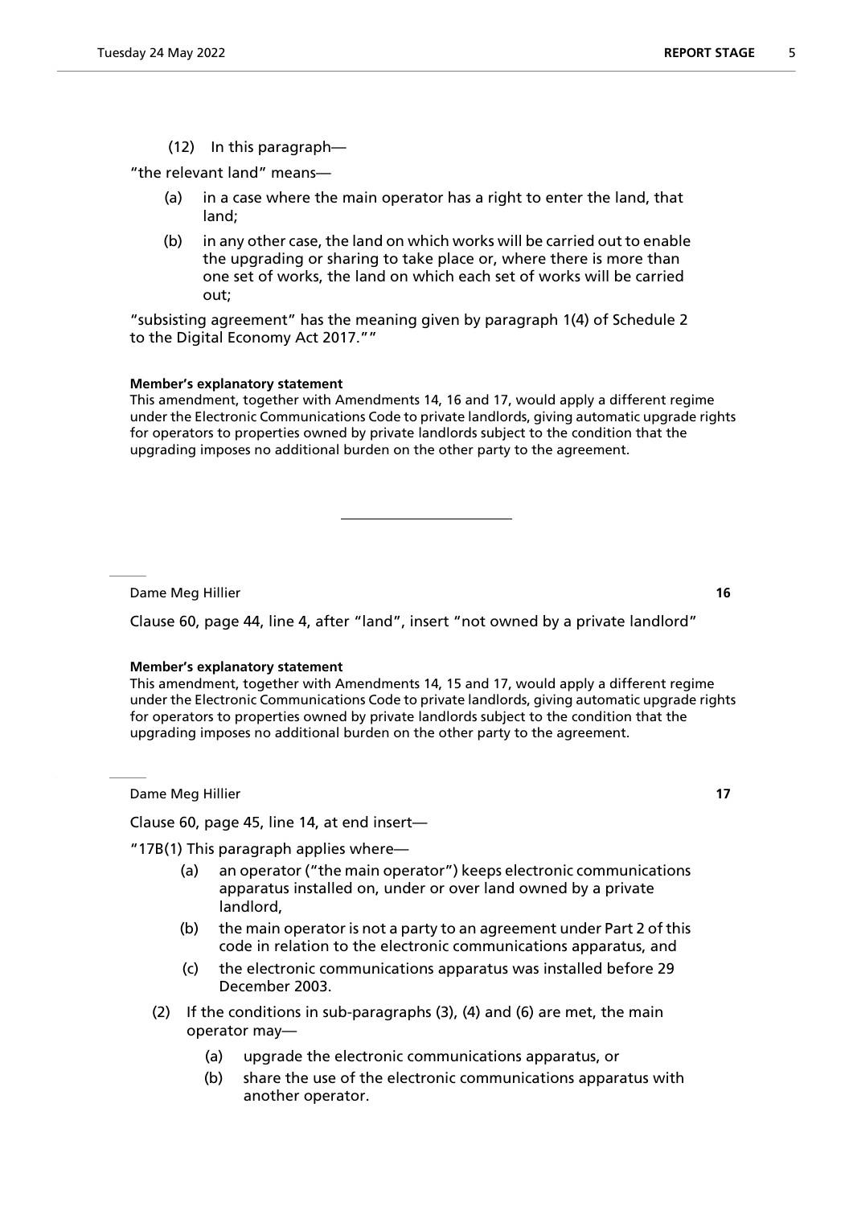(12) In this paragraph—

"the relevant land" means—

(a) in a case where the main operator has a right to enter the land, that land;

(b) in any other case, the land on which works will be carried out to enable the upgrading or sharing to take place or, where there is more than one set of works, the land on which each set of works will be carried out;

"subsisting agreement" has the meaning given by paragraph 1(4) of Schedule 2 to the Digital Economy Act 2017.""

**Member's explanatory statement**

This amendment, together with Amendments 14, 16 and 17, would apply a different regime under the Electronic Communications Code to private landlords, giving automatic upgrade rights for operators to properties owned by private landlords subject to the condition that the upgrading imposes no additional burden on the other party to the agreement.

---

Dame Meg Hillier **16**

Clause 60, page 44, line 4, after "land", insert "not owned by a private landlord"

**Member's explanatory statement**

This amendment, together with Amendments 14, 15 and 17, would apply a different regime under the Electronic Communications Code to private landlords, giving automatic upgrade rights for operators to properties owned by private landlords subject to the condition that the upgrading imposes no additional burden on the other party to the agreement.

Dame Meg Hillier **17**

Clause 60, page 45, line 14, at end insert—

"17B(1) This paragraph applies where—

(a) an operator ("the main operator") keeps electronic communications apparatus installed on, under or over land owned by a private landlord,

(b) the main operator is not a party to an agreement under Part 2 of this code in relation to the electronic communications apparatus, and

(c) the electronic communications apparatus was installed before 29 December 2003.

(2) If the conditions in sub-paragraphs (3), (4) and (6) are met, the main operator may—

(a) upgrade the electronic communications apparatus, or

(b) share the use of the electronic communications apparatus with another operator.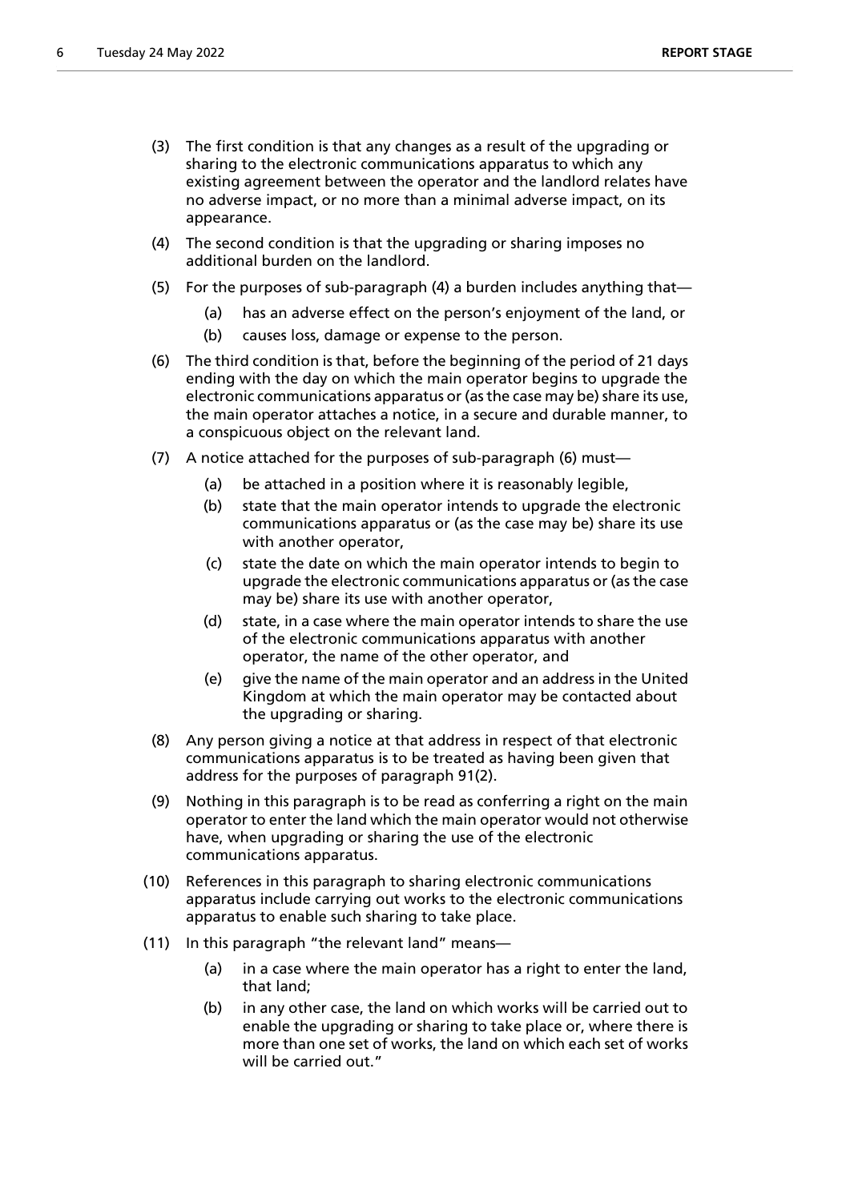(3) The first condition is that any changes as a result of the upgrading or sharing to the electronic communications apparatus to which any existing agreement between the operator and the landlord relates have no adverse impact, or no more than a minimal adverse impact, on its appearance.

(4) The second condition is that the upgrading or sharing imposes no additional burden on the landlord.

(5) For the purposes of sub-paragraph (4) a burden includes anything that—

(a) has an adverse effect on the person's enjoyment of the land, or

(b) causes loss, damage or expense to the person.

(6) The third condition is that, before the beginning of the period of 21 days ending with the day on which the main operator begins to upgrade the electronic communications apparatus or (as the case may be) share its use, the main operator attaches a notice, in a secure and durable manner, to a conspicuous object on the relevant land.

(7) A notice attached for the purposes of sub-paragraph (6) must—

(a) be attached in a position where it is reasonably legible,

(b) state that the main operator intends to upgrade the electronic communications apparatus or (as the case may be) share its use with another operator,

(c) state the date on which the main operator intends to begin to upgrade the electronic communications apparatus or (as the case may be) share its use with another operator,

(d) state, in a case where the main operator intends to share the use of the electronic communications apparatus with another operator, the name of the other operator, and

(e) give the name of the main operator and an address in the United Kingdom at which the main operator may be contacted about the upgrading or sharing.

(8) Any person giving a notice at that address in respect of that electronic communications apparatus is to be treated as having been given that address for the purposes of paragraph 91(2).

(9) Nothing in this paragraph is to be read as conferring a right on the main operator to enter the land which the main operator would not otherwise have, when upgrading or sharing the use of the electronic communications apparatus.

(10) References in this paragraph to sharing electronic communications apparatus include carrying out works to the electronic communications apparatus to enable such sharing to take place.

(11) In this paragraph "the relevant land" means—

(a) in a case where the main operator has a right to enter the land, that land;

(b) in any other case, the land on which works will be carried out to enable the upgrading or sharing to take place or, where there is more than one set of works, the land on which each set of works will be carried out."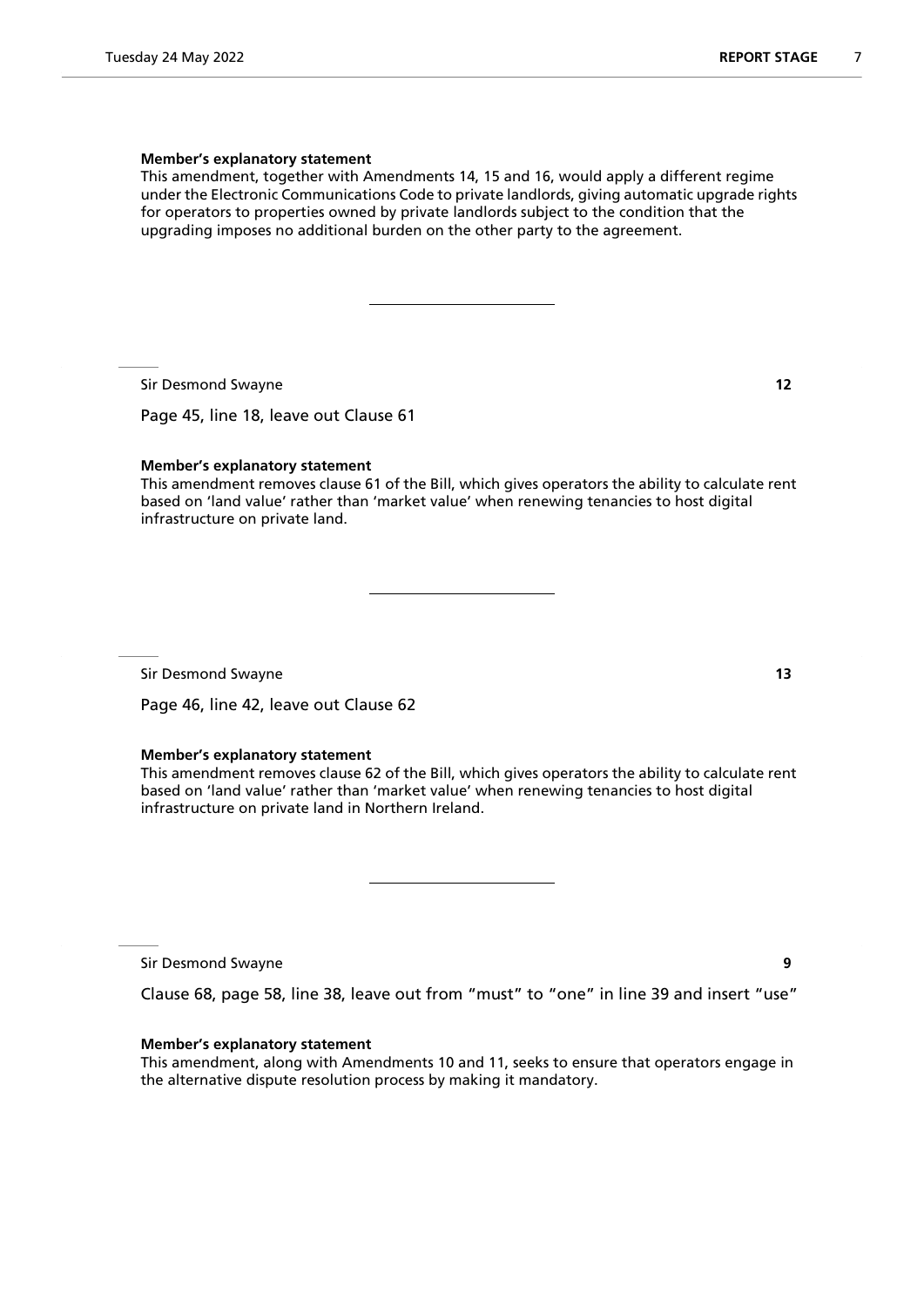**Member's explanatory statement**

This amendment, together with Amendments 14, 15 and 16, would apply a different regime under the Electronic Communications Code to private landlords, giving automatic upgrade rights for operators to properties owned by private landlords subject to the condition that the upgrading imposes no additional burden on the other party to the agreement.

---

Sir Desmond Swayne **12**

Page 45, line 18, leave out Clause 61

**Member's explanatory statement**

This amendment removes clause 61 of the Bill, which gives operators the ability to calculate rent based on 'land value' rather than 'market value' when renewing tenancies to host digital infrastructure on private land.

---

Sir Desmond Swayne **13**

Page 46, line 42, leave out Clause 62

**Member's explanatory statement**

This amendment removes clause 62 of the Bill, which gives operators the ability to calculate rent based on 'land value' rather than 'market value' when renewing tenancies to host digital infrastructure on private land in Northern Ireland.

---

Sir Desmond Swayne **9**

Clause 68, page 58, line 38, leave out from "must" to "one" in line 39 and insert "use"

**Member's explanatory statement**

This amendment, along with Amendments 10 and 11, seeks to ensure that operators engage in the alternative dispute resolution process by making it mandatory.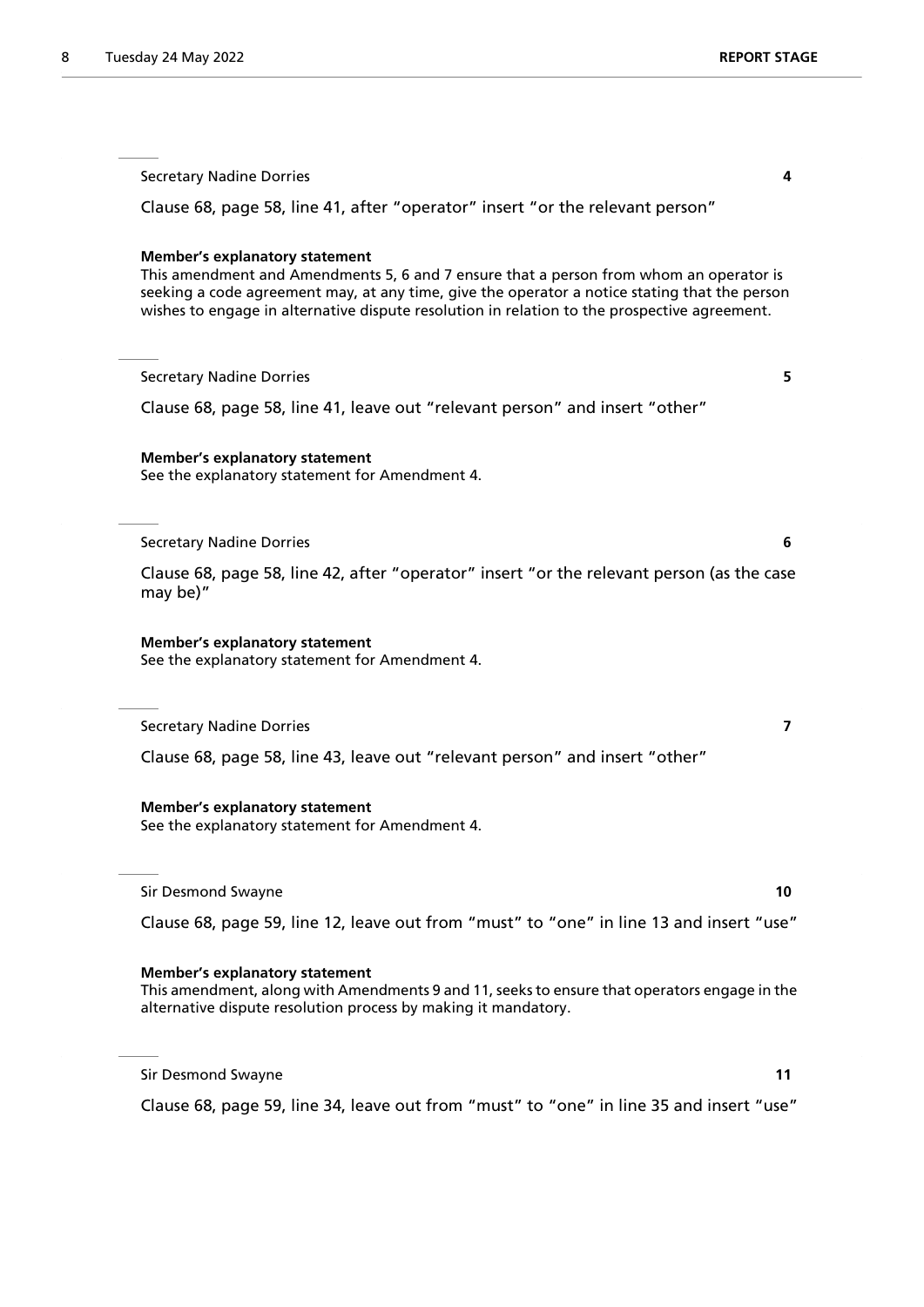Secretary Nadine Dorries **4**

Clause 68, page 58, line 41, after "operator" insert "or the relevant person"

**Member's explanatory statement**
This amendment and Amendments 5, 6 and 7 ensure that a person from whom an operator is seeking a code agreement may, at any time, give the operator a notice stating that the person wishes to engage in alternative dispute resolution in relation to the prospective agreement.

---

Secretary Nadine Dorries **5**

Clause 68, page 58, line 41, leave out "relevant person" and insert "other"

**Member's explanatory statement**
See the explanatory statement for Amendment 4.

---

Secretary Nadine Dorries **6**

Clause 68, page 58, line 42, after "operator" insert "or the relevant person (as the case may be)"

**Member's explanatory statement**
See the explanatory statement for Amendment 4.

---

Secretary Nadine Dorries **7**

Clause 68, page 58, line 43, leave out "relevant person" and insert "other"

**Member's explanatory statement**
See the explanatory statement for Amendment 4.

---

Sir Desmond Swayne **10**

Clause 68, page 59, line 12, leave out from "must" to "one" in line 13 and insert "use"

**Member's explanatory statement**
This amendment, along with Amendments 9 and 11, seeks to ensure that operators engage in the alternative dispute resolution process by making it mandatory.

---

Sir Desmond Swayne **11**

Clause 68, page 59, line 34, leave out from "must" to "one" in line 35 and insert "use"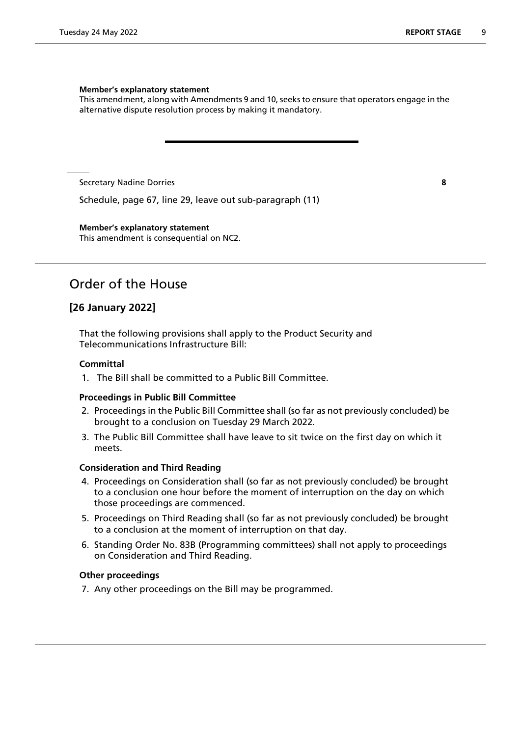**Member's explanatory statement**

This amendment, along with Amendments 9 and 10, seeks to ensure that operators engage in the alternative dispute resolution process by making it mandatory.

---

Secretary Nadine Dorries **8**

Schedule, page 67, line 29, leave out sub-paragraph (11)

**Member's explanatory statement**

This amendment is consequential on NC2.

---

## Order of the House

### [26 January 2022]

That the following provisions shall apply to the Product Security and Telecommunications Infrastructure Bill:

**Committal**

1. The Bill shall be committed to a Public Bill Committee.

**Proceedings in Public Bill Committee**

2. Proceedings in the Public Bill Committee shall (so far as not previously concluded) be brought to a conclusion on Tuesday 29 March 2022.
3. The Public Bill Committee shall have leave to sit twice on the first day on which it meets.

**Consideration and Third Reading**

4. Proceedings on Consideration shall (so far as not previously concluded) be brought to a conclusion one hour before the moment of interruption on the day on which those proceedings are commenced.
5. Proceedings on Third Reading shall (so far as not previously concluded) be brought to a conclusion at the moment of interruption on that day.
6. Standing Order No. 83B (Programming committees) shall not apply to proceedings on Consideration and Third Reading.

**Other proceedings**

7. Any other proceedings on the Bill may be programmed.